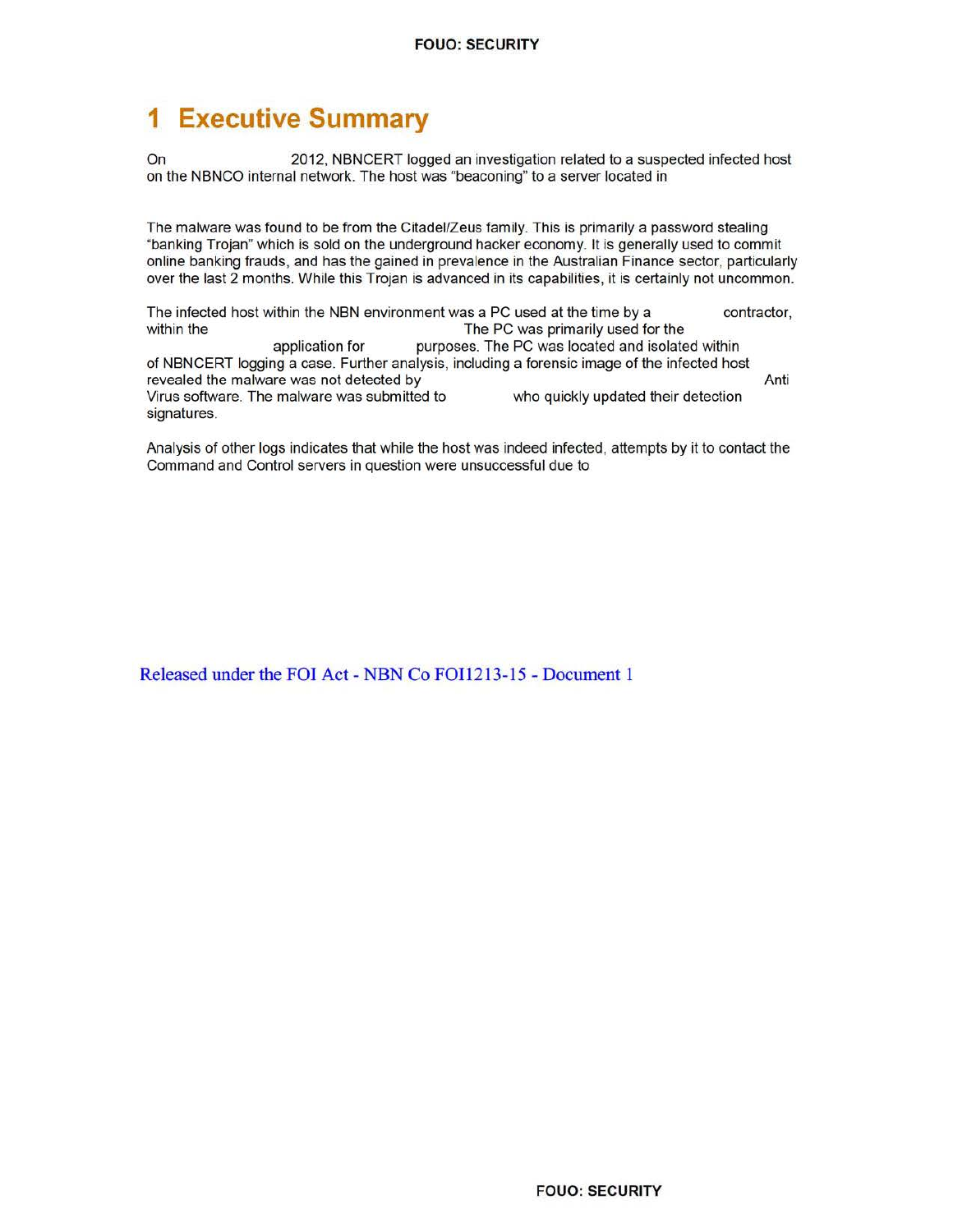# 1 Executive Summary

On 2012, NBNCERT logged an investigation related to a suspected infected host on the NBNCO internal network. The host was "beaconing" to a server located in

The malware was found to be from the Citadel/Zeus family. This is primarily a password stealing "banking Trojan" which is sold on the underground hacker economy. It is generally used to commit online banking frauds, and has the gained in prevalence in the Australian Finance sector, particularly over the last 2 months. While this Trojan is advanced in its capabilities, it is certainly not uncommon.

The infected host within the NBN environment was a PC used at the time by a contractor, within the The PC was primarily used for the application for purposes. The PC was located and isolated within of NBNCERT logging a case. Further analysis, including a forensic image of the infected host revealed the malware was not detected by Anti Virus software. The malware was submitted to who quickly updated their detection signatures.

Analysis of other logs indicates that while the host was indeed infected, attempts by it to contact the Command and Control servers in question were unsuccessful due to

Released under the FOI Act - NBN Co FOI1213-15 - Document 1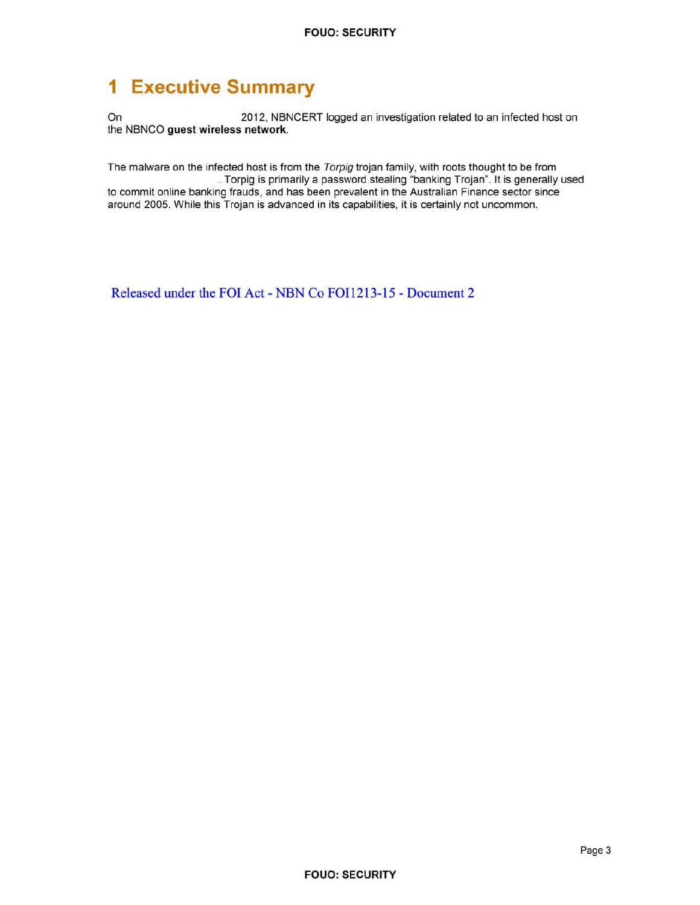# 1 Executive Summary

On                          2012, NBNCERT logged an investigation related to an infected host on the NBNCO **guest wireless network**.

The malware on the infected host is from the *Torpig* trojan family, with roots thought to be from                    . Torpig is primarily a password stealing "banking Trojan". It is generally used to commit online banking frauds, and has been prevalent in the Australian Finance sector since around 2005. While this Trojan is advanced in its capabilities, it is certainly not uncommon.

Released under the FOI Act - NBN Co FOI1213-15 - Document 2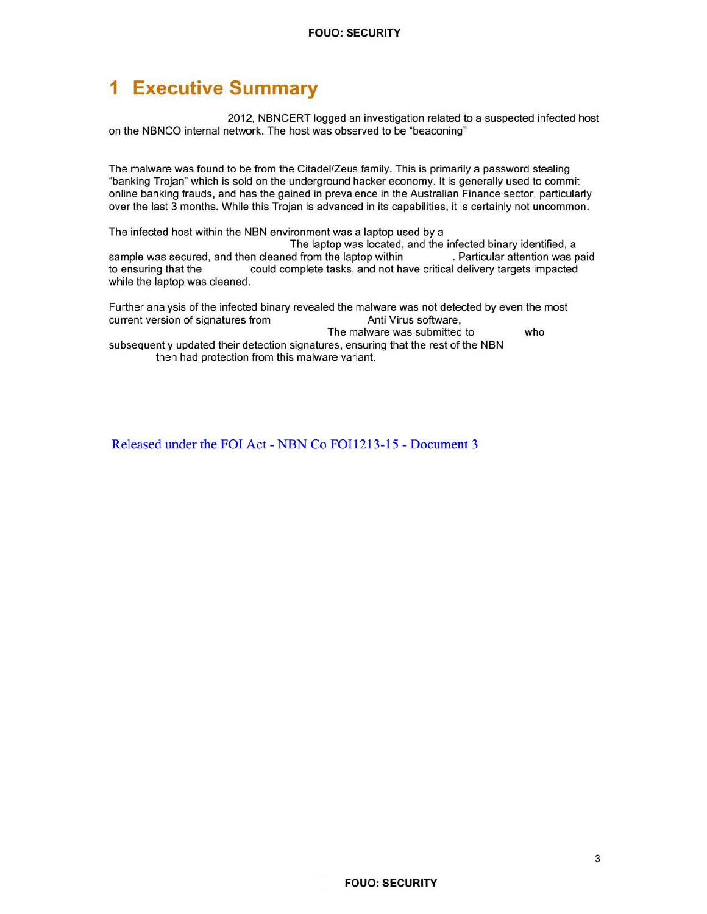# 1 Executive Summary

2012, NBNCERT logged an investigation related to a suspected infected host on the NBNCO internal network. The host was observed to be "beaconing"

The malware was found to be from the Citadel/Zeus family. This is primarily a password stealing "banking Trojan" which is sold on the underground hacker economy. It is generally used to commit online banking frauds, and has the gained in prevalence in the Australian Finance sector, particularly over the last 3 months. While this Trojan is advanced in its capabilities, it is certainly not uncommon.

The infected host within the NBN environment was a laptop used by a The laptop was located, and the infected binary identified, a sample was secured, and then cleaned from the laptop within . Particular attention was paid to ensuring that the could complete tasks, and not have critical delivery targets impacted while the laptop was cleaned.

Further analysis of the infected binary revealed the malware was not detected by even the most current version of signatures from Anti Virus software, The malware was submitted to who subsequently updated their detection signatures, ensuring that the rest of the NBN then had protection from this malware variant.

Released under the FOI Act - NBN Co FOI1213-15 - Document 3